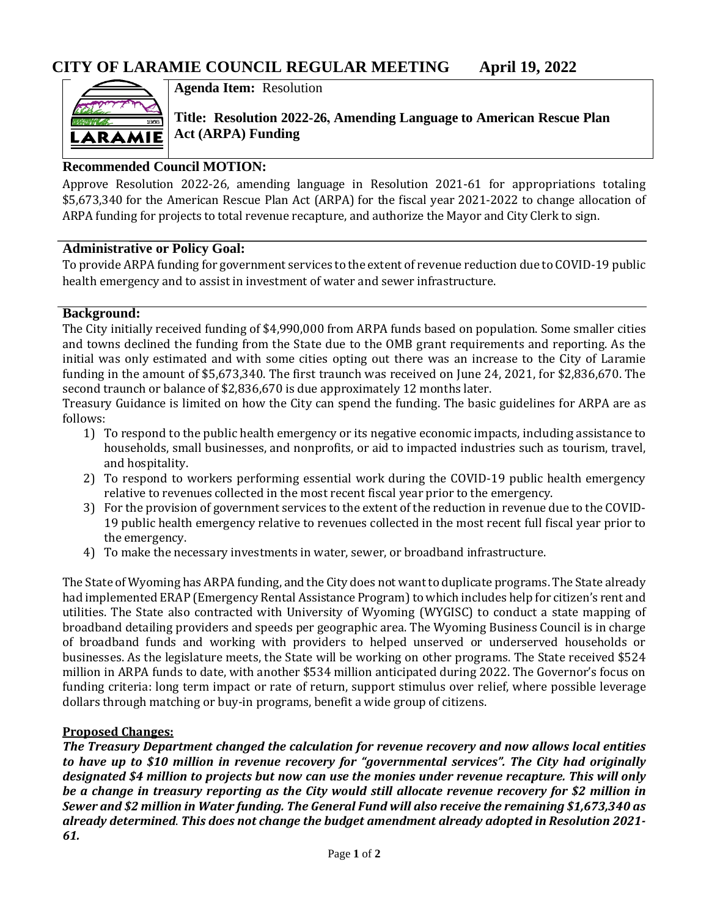# CITY OF LARAMIE COUNCIL REGULAR MEETING April 19, 2022

**Agenda Item:** Resolution

**Title: Resolution 2022-26, Amending Language to American Rescue Plan Act (ARPA) Funding**

## Recommended Council MOTION:

Approve Resolution 2022-26, amending language in Resolution 2021-61 for appropriations totaling $5,673,340 for the American Rescue Plan Act (ARPA) for the fiscal year 2021-2022 to change allocation of ARPA funding for projects to total revenue recapture, and authorize the Mayor and City Clerk to sign.

## Administrative or Policy Goal:

To provide ARPA funding for government services to the extent of revenue reduction due to COVID-19 public health emergency and to assist in investment of water and sewer infrastructure.

## Background:

The City initially received funding of $4,990,000 from ARPA funds based on population. Some smaller cities and towns declined the funding from the State due to the OMB grant requirements and reporting. As the initial was only estimated and with some cities opting out there was an increase to the City of Laramie funding in the amount of $5,673,340. The first traunch was received on June 24, 2021, for $2,836,670. The second traunch or balance of $2,836,670 is due approximately 12 months later.

Treasury Guidance is limited on how the City can spend the funding. The basic guidelines for ARPA are as follows:

1) To respond to the public health emergency or its negative economic impacts, including assistance to households, small businesses, and nonprofits, or aid to impacted industries such as tourism, travel, and hospitality.
2) To respond to workers performing essential work during the COVID-19 public health emergency relative to revenues collected in the most recent fiscal year prior to the emergency.
3) For the provision of government services to the extent of the reduction in revenue due to the COVID-19 public health emergency relative to revenues collected in the most recent full fiscal year prior to the emergency.
4) To make the necessary investments in water, sewer, or broadband infrastructure.

The State of Wyoming has ARPA funding, and the City does not want to duplicate programs. The State already had implemented ERAP (Emergency Rental Assistance Program) to which includes help for citizen's rent and utilities. The State also contracted with University of Wyoming (WYGISC) to conduct a state mapping of broadband detailing providers and speeds per geographic area. The Wyoming Business Council is in charge of broadband funds and working with providers to helped unserved or underserved households or businesses. As the legislature meets, the State will be working on other programs. The State received $524 million in ARPA funds to date, with another $534 million anticipated during 2022. The Governor's focus on funding criteria: long term impact or rate of return, support stimulus over relief, where possible leverage dollars through matching or buy-in programs, benefit a wide group of citizens.

**Proposed Changes:**

***The Treasury Department changed the calculation for revenue recovery and now allows local entities to have up to $10 million in revenue recovery for "governmental services". The City had originally designated $4 million to projects but now can use the monies under revenue recapture. This will only be a change in treasury reporting as the City would still allocate revenue recovery for $2 million in Sewer and $2 million in Water funding. The General Fund will also receive the remaining $1,673,340 as already determined. This does not change the budget amendment already adopted in Resolution 2021-61.***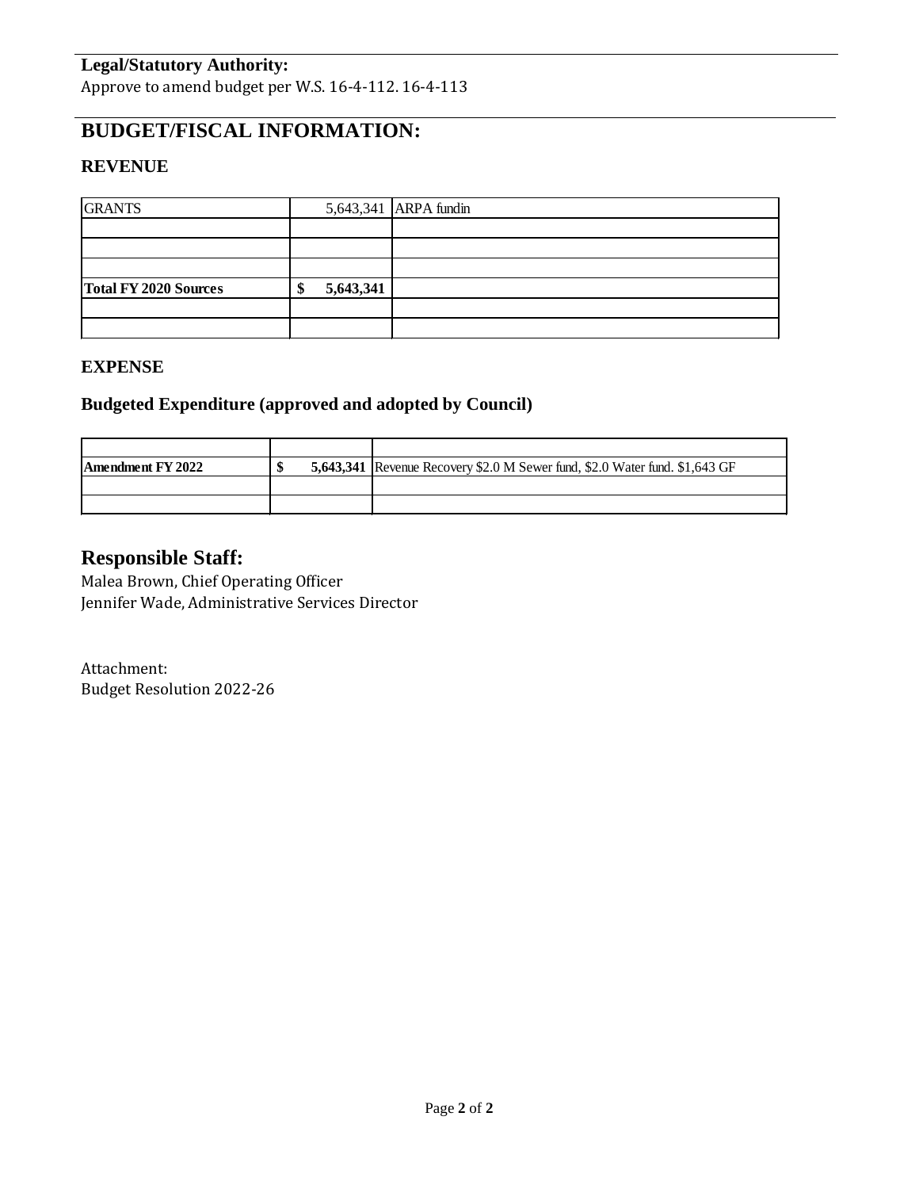**Legal/Statutory Authority:**

Approve to amend budget per W.S. 16-4-112. 16-4-113

## BUDGET/FISCAL INFORMATION:

### REVENUE

| | | |
|---|---|---|
| GRANTS | 5,643,341 | ARPA fundin |
| | | |
| | | |
| | | |
| **Total FY 2020 Sources** | **$ 5,643,341** | |
| | | |
| | | |

### EXPENSE

### Budgeted Expenditure (approved and adopted by Council)

| | | |
|---|---|---|
| | | |
| **Amendment FY 2022** | **$ 5,643,341** | Revenue Recovery $2.0 M Sewer fund, $2.0 Water fund. $1,643 GF |
| | | |
| | | |

## Responsible Staff:

Malea Brown, Chief Operating Officer
Jennifer Wade, Administrative Services Director

Attachment:
Budget Resolution 2022-26